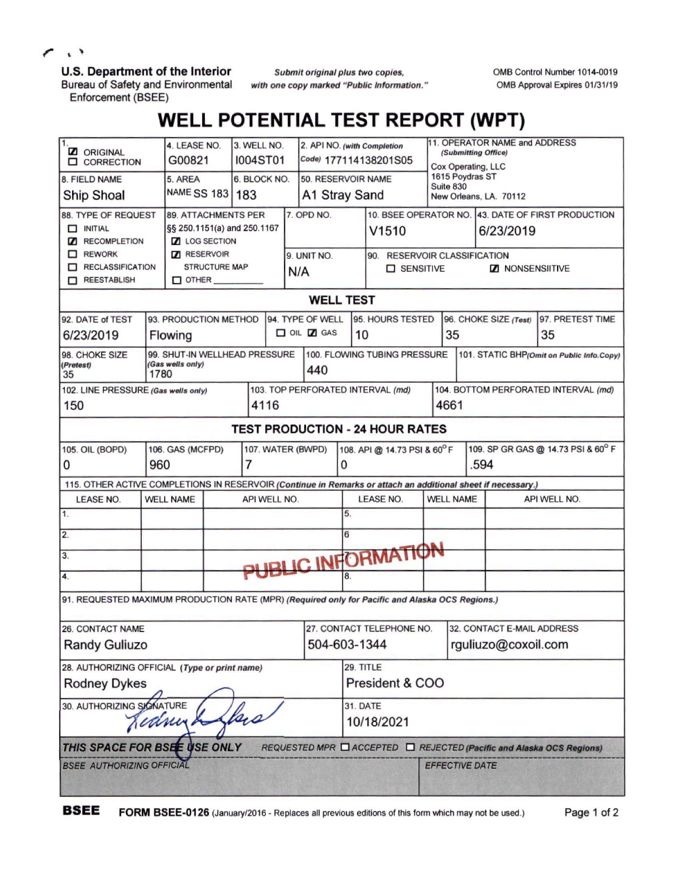U.S. Department of the Interior
Bureau of Safety and Environmental Enforcement (BSEE)

*Submit original plus two copies, with one copy marked "Public Information."*

OMB Control Number 1014-0019
OMB Approval Expires 01/31/19

# WELL POTENTIAL TEST REPORT (WPT)

| 1. | 4. LEASE NO. | 3. WELL NO. | 2. API NO. *(with Completion Code)* | 11. OPERATOR NAME and ADDRESS *(Submitting Office)* |
|---|---|---|---|---|
| ☑ ORIGINAL ☐ CORRECTION | G00821 | I004ST01 | 177114138201S05 | Cox Operating, LLC 1615 Poydras ST Suite 830 New Orleans, LA. 70112 |
| 8. FIELD NAME: Ship Shoal | 5. AREA NAME: SS 183 | 6. BLOCK NO.: 183 | 50. RESERVOIR NAME: A1 Stray Sand | |

| 88. TYPE OF REQUEST | 89. ATTACHMENTS PER §§ 250.1151(a) and 250.1167 | 7. OPD NO. | 10. BSEE OPERATOR NO. | 43. DATE OF FIRST PRODUCTION |
|---|---|---|---|---|
| ☐ INITIAL ☑ RECOMPLETION ☐ REWORK ☐ RECLASSIFICATION ☐ REESTABLISH | ☑ LOG SECTION ☑ RESERVOIR STRUCTURE MAP ☐ OTHER ______ | | V1510 | 6/23/2019 |
| | | 9. UNIT NO.: N/A | 90. RESERVOIR CLASSIFICATION: ☐ SENSITIVE ☑ NONSENSIITIVE | |

## WELL TEST

| 92. DATE of TEST | 93. PRODUCTION METHOD | 94. TYPE OF WELL | 95. HOURS TESTED | 96. CHOKE SIZE *(Test)* | 97. PRETEST TIME |
|---|---|---|---|---|---|
| 6/23/2019 | Flowing | ☐ OIL ☑ GAS | 10 | 35 | 35 |

| 98. CHOKE SIZE *(Pretest)* | 99. SHUT-IN WELLHEAD PRESSURE *(Gas wells only)* | 100. FLOWING TUBING PRESSURE | 101. STATIC BHP *(Omit on Public Info.Copy)* |
|---|---|---|---|
| 35 | 1780 | 440 | |

| 102. LINE PRESSURE *(Gas wells only)* | 103. TOP PERFORATED INTERVAL *(md)* | 104. BOTTOM PERFORATED INTERVAL *(md)* |
|---|---|---|
| 150 | 4116 | 4661 |

## TEST PRODUCTION - 24 HOUR RATES

| 105. OIL (BOPD) | 106. GAS (MCFPD) | 107. WATER (BWPD) | 108. API @ 14.73 PSI & 60° F | 109. SP GR GAS @ 14.73 PSI & 60° F |
|---|---|---|---|---|
| 0 | 960 | 7 | 0 | .594 |

115. OTHER ACTIVE COMPLETIONS IN RESERVOIR *(Continue in Remarks or attach an additional sheet if necessary.)*

| | LEASE NO. | WELL NAME | API WELL NO. | | LEASE NO. | WELL NAME | API WELL NO. |
|---|---|---|---|---|---|---|---|
| 1. | | | | 5. | | | |
| 2. | | | | 6. | | | |
| 3. | | | | 7. | | | |
| 4. | | | | 8. | | | |

PUBLIC INFORMATION

91. REQUESTED MAXIMUM PRODUCTION RATE (MPR) *(Required only for Pacific and Alaska OCS Regions.)*

| 26. CONTACT NAME | 27. CONTACT TELEPHONE NO. | 32. CONTACT E-MAIL ADDRESS |
|---|---|---|
| Randy Guliuzo | 504-603-1344 | rguliuzo@coxoil.com |

| 28. AUTHORIZING OFFICIAL *(Type or print name)* | 29. TITLE |
|---|---|
| Rodney Dykes | President & COO |
| 30. AUTHORIZING SIGNATURE: *Rodney Dykes* | 31. DATE: 10/18/2021 |

***THIS SPACE FOR BSEE USE ONLY*** *REQUESTED MPR* ☐ *ACCEPTED* ☐ *REJECTED (Pacific and Alaska OCS Regions)*

| *BSEE AUTHORIZING OFFICIAL* | *EFFECTIVE DATE* |
|---|---|
| | |

**BSEE** **FORM BSEE-0126** (January/2016 - Replaces all previous editions of this form which may not be used.)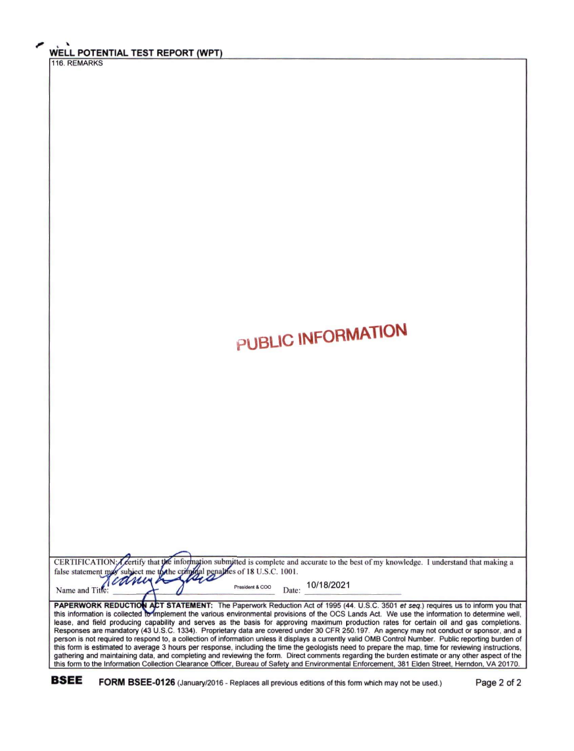## WELL POTENTIAL TEST REPORT (WPT)

116. REMARKS

PUBLIC INFORMATION

CERTIFICATION: I certify that the information submitted is complete and accurate to the best of my knowledge. I understand that making a false statement may subject me to the criminal penalties of 18 U.S.C. 1001.

Name and Title: President & COO Date: 10/18/2021

**PAPERWORK REDUCTION ACT STATEMENT:** The Paperwork Reduction Act of 1995 (44. U.S.C. 3501 *et seq.*) requires us to inform you that this information is collected to implement the various environmental provisions of the OCS Lands Act. We use the information to determine well, lease, and field producing capability and serves as the basis for approving maximum production rates for certain oil and gas completions. Responses are mandatory (43 U.S.C. 1334). Proprietary data are covered under 30 CFR 250.197. An agency may not conduct or sponsor, and a person is not required to respond to, a collection of information unless it displays a currently valid OMB Control Number. Public reporting burden of this form is estimated to average 3 hours per response, including the time the geologists need to prepare the map, time for reviewing instructions, gathering and maintaining data, and completing and reviewing the form. Direct comments regarding the burden estimate or any other aspect of the this form to the Information Collection Clearance Officer, Bureau of Safety and Environmental Enforcement, 381 Elden Street, Herndon, VA 20170.

**BSEE** **FORM BSEE-0126** (January/2016 - Replaces all previous editions of this form which may not be used.)